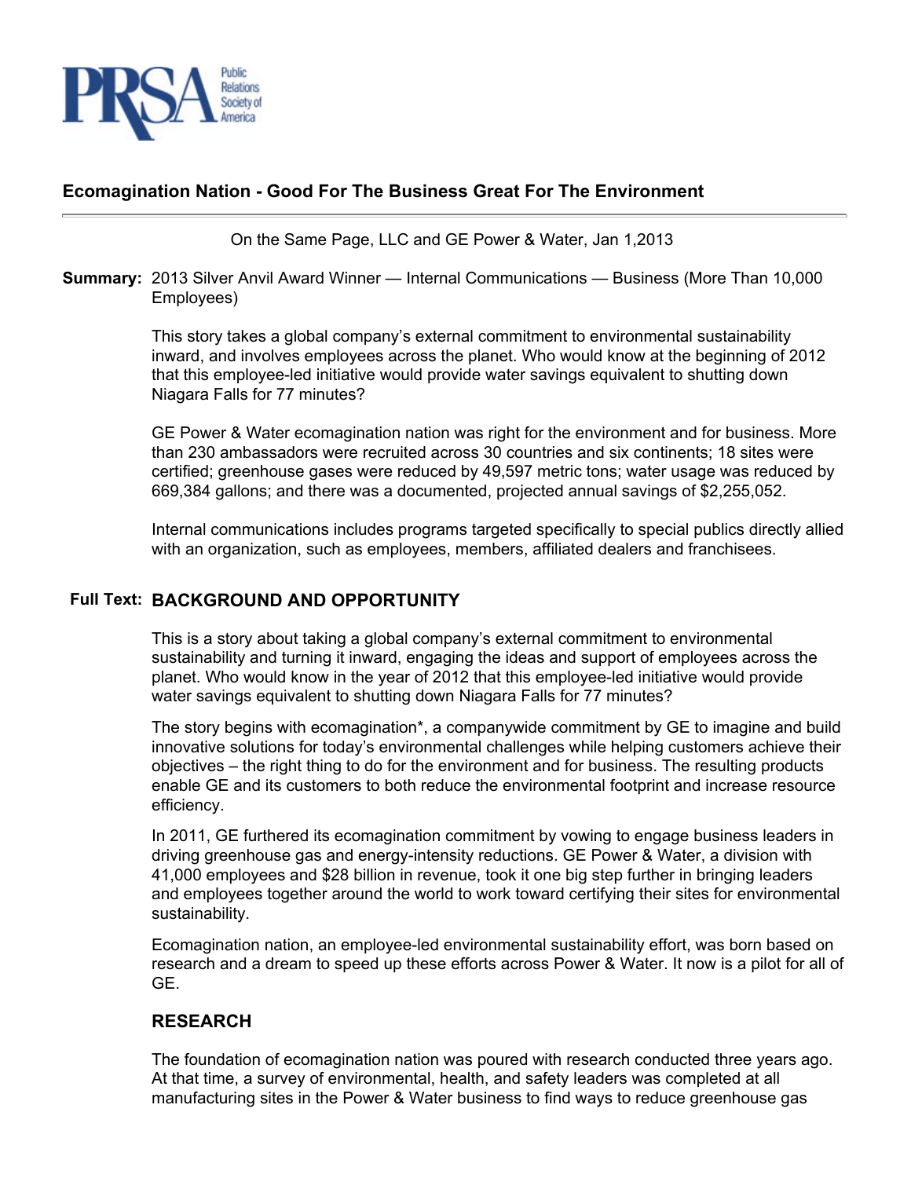# Ecomagination Nation - Good For The Business Great For The Environment

On the Same Page, LLC and GE Power & Water, Jan 1,2013

**Summary:** 2013 Silver Anvil Award Winner — Internal Communications — Business (More Than 10,000 Employees)

This story takes a global company's external commitment to environmental sustainability inward, and involves employees across the planet. Who would know at the beginning of 2012 that this employee-led initiative would provide water savings equivalent to shutting down Niagara Falls for 77 minutes?

GE Power & Water ecomagination nation was right for the environment and for business. More than 230 ambassadors were recruited across 30 countries and six continents; 18 sites were certified; greenhouse gases were reduced by 49,597 metric tons; water usage was reduced by 669,384 gallons; and there was a documented, projected annual savings of $2,255,052.

Internal communications includes programs targeted specifically to special publics directly allied with an organization, such as employees, members, affiliated dealers and franchisees.

**Full Text:**

## BACKGROUND AND OPPORTUNITY

This is a story about taking a global company's external commitment to environmental sustainability and turning it inward, engaging the ideas and support of employees across the planet. Who would know in the year of 2012 that this employee-led initiative would provide water savings equivalent to shutting down Niagara Falls for 77 minutes?

The story begins with ecomagination*, a companywide commitment by GE to imagine and build innovative solutions for today's environmental challenges while helping customers achieve their objectives – the right thing to do for the environment and for business. The resulting products enable GE and its customers to both reduce the environmental footprint and increase resource efficiency.

In 2011, GE furthered its ecomagination commitment by vowing to engage business leaders in driving greenhouse gas and energy-intensity reductions. GE Power & Water, a division with 41,000 employees and $28 billion in revenue, took it one big step further in bringing leaders and employees together around the world to work toward certifying their sites for environmental sustainability.

Ecomagination nation, an employee-led environmental sustainability effort, was born based on research and a dream to speed up these efforts across Power & Water. It now is a pilot for all of GE.

## RESEARCH

The foundation of ecomagination nation was poured with research conducted three years ago. At that time, a survey of environmental, health, and safety leaders was completed at all manufacturing sites in the Power & Water business to find ways to reduce greenhouse gas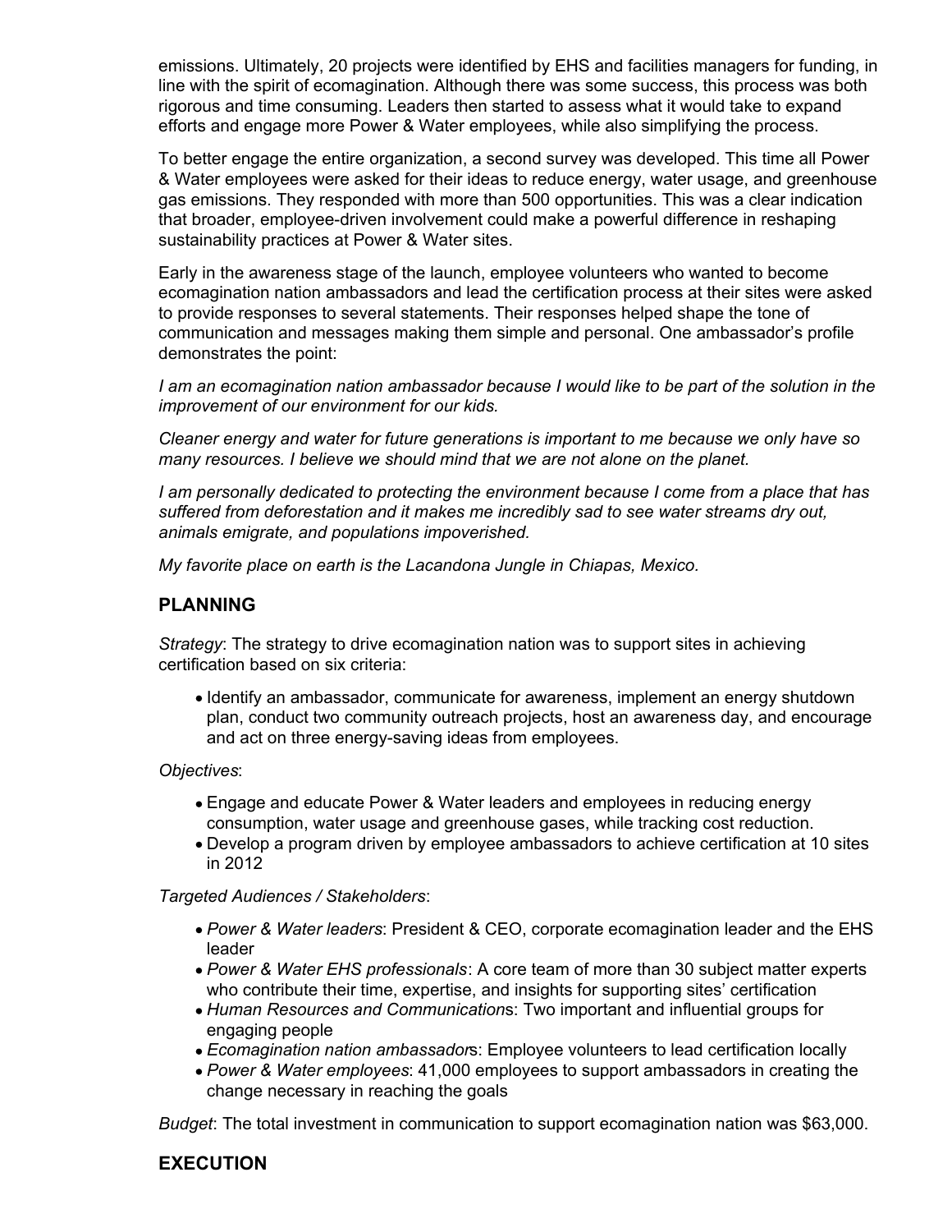emissions. Ultimately, 20 projects were identified by EHS and facilities managers for funding, in line with the spirit of ecomagination. Although there was some success, this process was both rigorous and time consuming. Leaders then started to assess what it would take to expand efforts and engage more Power & Water employees, while also simplifying the process.

To better engage the entire organization, a second survey was developed. This time all Power & Water employees were asked for their ideas to reduce energy, water usage, and greenhouse gas emissions. They responded with more than 500 opportunities. This was a clear indication that broader, employee-driven involvement could make a powerful difference in reshaping sustainability practices at Power & Water sites.

Early in the awareness stage of the launch, employee volunteers who wanted to become ecomagination nation ambassadors and lead the certification process at their sites were asked to provide responses to several statements. Their responses helped shape the tone of communication and messages making them simple and personal. One ambassador's profile demonstrates the point:

*I am an ecomagination nation ambassador because I would like to be part of the solution in the improvement of our environment for our kids.*

*Cleaner energy and water for future generations is important to me because we only have so many resources. I believe we should mind that we are not alone on the planet.*

*I am personally dedicated to protecting the environment because I come from a place that has suffered from deforestation and it makes me incredibly sad to see water streams dry out, animals emigrate, and populations impoverished.*

*My favorite place on earth is the Lacandona Jungle in Chiapas, Mexico.*

## PLANNING

*Strategy*: The strategy to drive ecomagination nation was to support sites in achieving certification based on six criteria:

- Identify an ambassador, communicate for awareness, implement an energy shutdown plan, conduct two community outreach projects, host an awareness day, and encourage and act on three energy-saving ideas from employees.

*Objectives*:

- Engage and educate Power & Water leaders and employees in reducing energy consumption, water usage and greenhouse gases, while tracking cost reduction.
- Develop a program driven by employee ambassadors to achieve certification at 10 sites in 2012

*Targeted Audiences / Stakeholders*:

- *Power & Water leaders*: President & CEO, corporate ecomagination leader and the EHS leader
- *Power & Water EHS professionals*: A core team of more than 30 subject matter experts who contribute their time, expertise, and insights for supporting sites' certification
- *Human Resources and Communication*s: Two important and influential groups for engaging people
- *Ecomagination nation ambassador*s: Employee volunteers to lead certification locally
- *Power & Water employees*: 41,000 employees to support ambassadors in creating the change necessary in reaching the goals

*Budget*: The total investment in communication to support ecomagination nation was $63,000.

## EXECUTION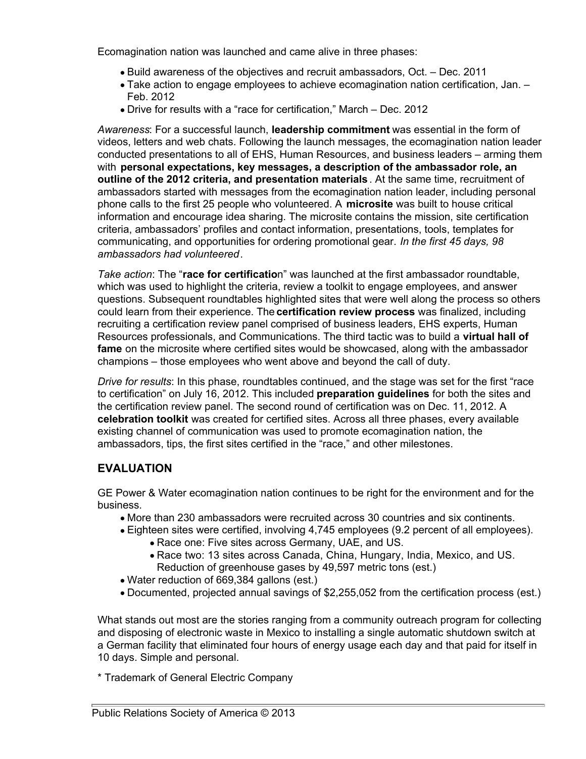Ecomagination nation was launched and came alive in three phases:

- Build awareness of the objectives and recruit ambassadors, Oct. – Dec. 2011
- Take action to engage employees to achieve ecomagination nation certification, Jan. – Feb. 2012
- Drive for results with a "race for certification," March – Dec. 2012

*Awareness*: For a successful launch, **leadership commitment** was essential in the form of videos, letters and web chats. Following the launch messages, the ecomagination nation leader conducted presentations to all of EHS, Human Resources, and business leaders – arming them with **personal expectations, key messages, a description of the ambassador role, an outline of the 2012 criteria, and presentation materials**. At the same time, recruitment of ambassadors started with messages from the ecomagination nation leader, including personal phone calls to the first 25 people who volunteered. A **microsite** was built to house critical information and encourage idea sharing. The microsite contains the mission, site certification criteria, ambassadors' profiles and contact information, presentations, tools, templates for communicating, and opportunities for ordering promotional gear. *In the first 45 days, 98 ambassadors had volunteered*.

*Take action*: The "**race for certificatio**n" was launched at the first ambassador roundtable, which was used to highlight the criteria, review a toolkit to engage employees, and answer questions. Subsequent roundtables highlighted sites that were well along the process so others could learn from their experience. The **certification review process** was finalized, including recruiting a certification review panel comprised of business leaders, EHS experts, Human Resources professionals, and Communications. The third tactic was to build a **virtual hall of fame** on the microsite where certified sites would be showcased, along with the ambassador champions – those employees who went above and beyond the call of duty.

*Drive for results*: In this phase, roundtables continued, and the stage was set for the first "race to certification" on July 16, 2012. This included **preparation guidelines** for both the sites and the certification review panel. The second round of certification was on Dec. 11, 2012. A **celebration toolkit** was created for certified sites. Across all three phases, every available existing channel of communication was used to promote ecomagination nation, the ambassadors, tips, the first sites certified in the "race," and other milestones.

## EVALUATION

GE Power & Water ecomagination nation continues to be right for the environment and for the business.

- More than 230 ambassadors were recruited across 30 countries and six continents.
- Eighteen sites were certified, involving 4,745 employees (9.2 percent of all employees).
  - Race one: Five sites across Germany, UAE, and US.
  - Race two: 13 sites across Canada, China, Hungary, India, Mexico, and US. Reduction of greenhouse gases by 49,597 metric tons (est.)
- Water reduction of 669,384 gallons (est.)
- Documented, projected annual savings of $2,255,052 from the certification process (est.)

What stands out most are the stories ranging from a community outreach program for collecting and disposing of electronic waste in Mexico to installing a single automatic shutdown switch at a German facility that eliminated four hours of energy usage each day and that paid for itself in 10 days. Simple and personal.

* Trademark of General Electric Company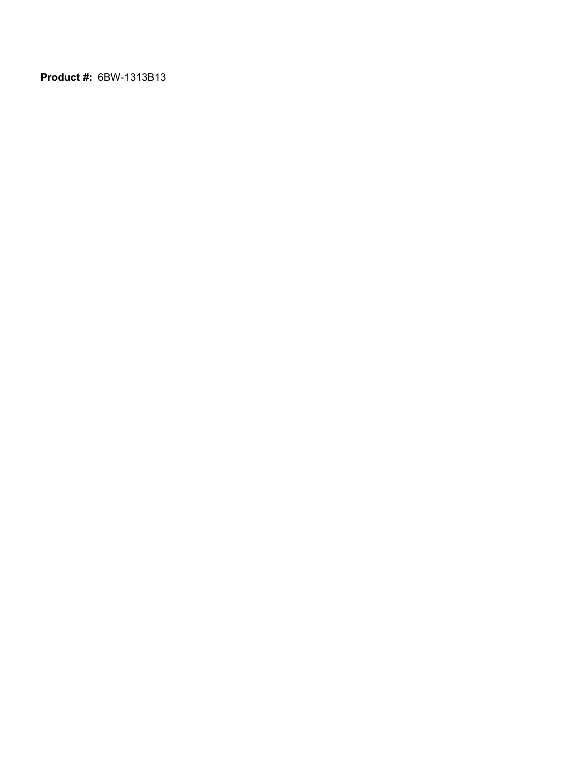**Product #:** 6BW-1313B13